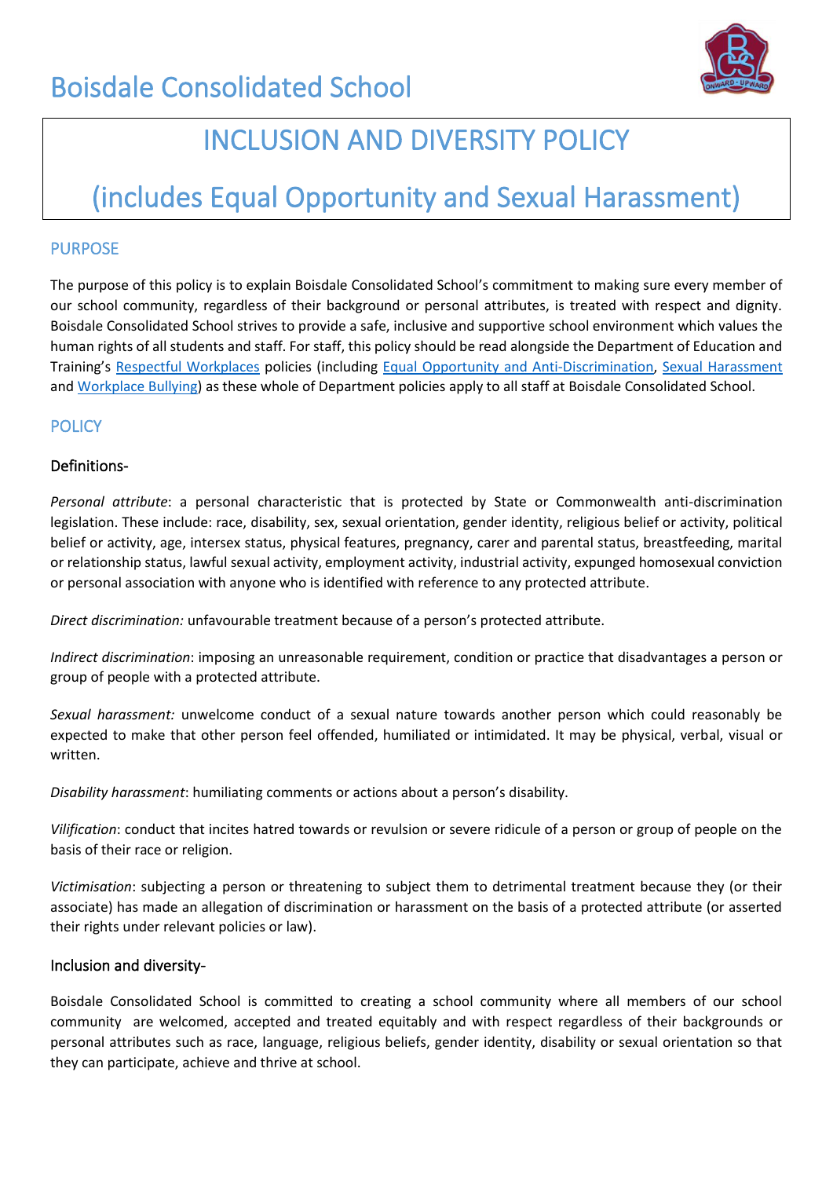# Boisdale Consolidated School

## INCLUSION AND DIVERSITY POLICY

## (includes Equal Opportunity and Sexual Harassment)

### PURPOSE

The purpose of this policy is to explain Boisdale Consolidated School's commitment to making sure every member of our school community, regardless of their background or personal attributes, is treated with respect and dignity. Boisdale Consolidated School strives to provide a safe, inclusive and supportive school environment which values the human rights of all students and staff. For staff, this policy should be read alongside the Department of Education and Training's Respectful Workplaces policies (including Equal Opportunity and Anti-Discrimination, Sexual Harassment and Workplace Bullying) as these whole of Department policies apply to all staff at Boisdale Consolidated School.

### POLICY

#### Definitions-

*Personal attribute*: a personal characteristic that is protected by State or Commonwealth anti-discrimination legislation. These include: race, disability, sex, sexual orientation, gender identity, religious belief or activity, political belief or activity, age, intersex status, physical features, pregnancy, carer and parental status, breastfeeding, marital or relationship status, lawful sexual activity, employment activity, industrial activity, expunged homosexual conviction or personal association with anyone who is identified with reference to any protected attribute.

*Direct discrimination:* unfavourable treatment because of a person's protected attribute.

*Indirect discrimination*: imposing an unreasonable requirement, condition or practice that disadvantages a person or group of people with a protected attribute.

*Sexual harassment:* unwelcome conduct of a sexual nature towards another person which could reasonably be expected to make that other person feel offended, humiliated or intimidated. It may be physical, verbal, visual or written.

*Disability harassment*: humiliating comments or actions about a person's disability.

*Vilification*: conduct that incites hatred towards or revulsion or severe ridicule of a person or group of people on the basis of their race or religion.

*Victimisation*: subjecting a person or threatening to subject them to detrimental treatment because they (or their associate) has made an allegation of discrimination or harassment on the basis of a protected attribute (or asserted their rights under relevant policies or law).

#### Inclusion and diversity-

Boisdale Consolidated School is committed to creating a school community where all members of our school community are welcomed, accepted and treated equitably and with respect regardless of their backgrounds or personal attributes such as race, language, religious beliefs, gender identity, disability or sexual orientation so that they can participate, achieve and thrive at school.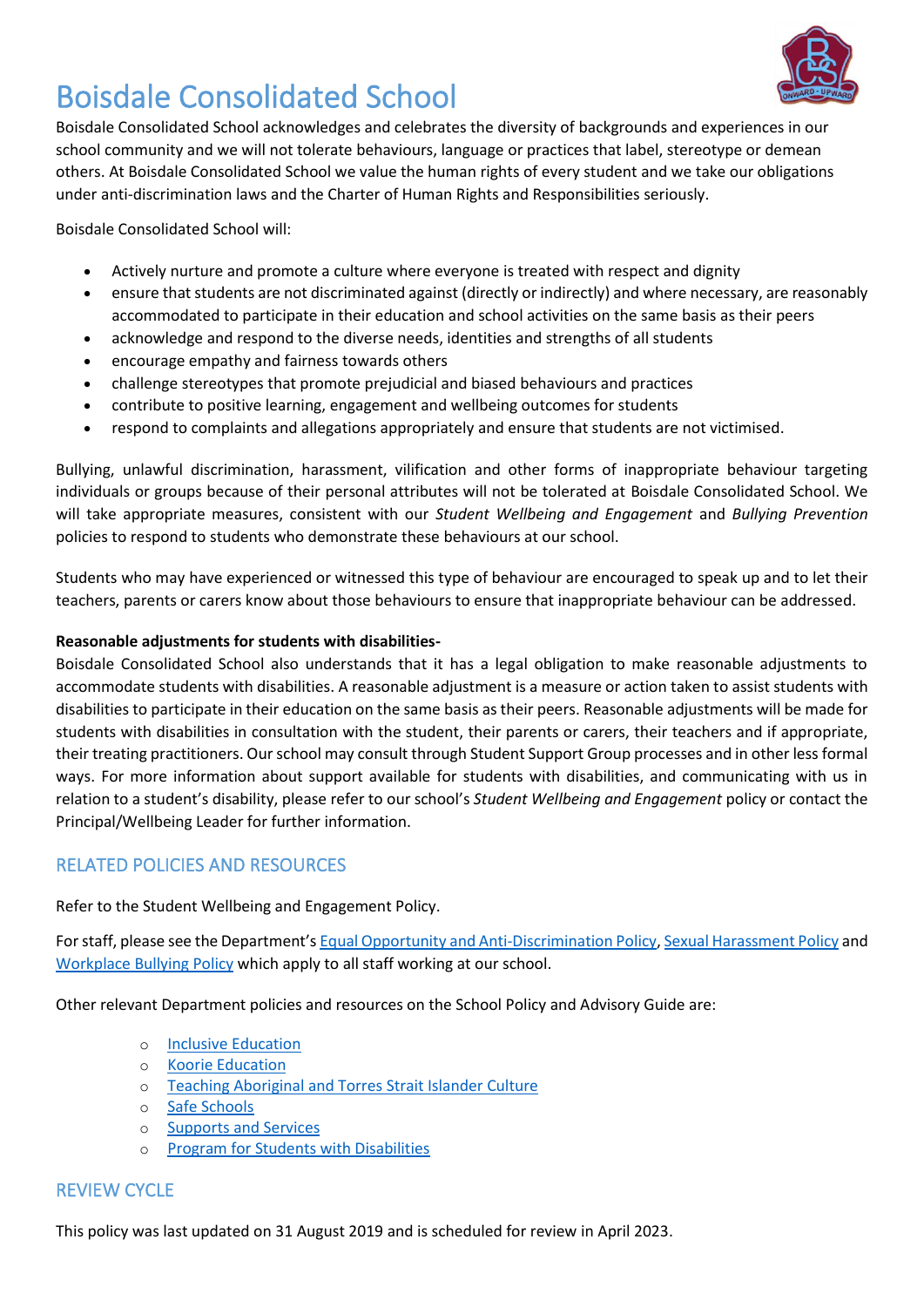# Boisdale Consolidated School

Boisdale Consolidated School acknowledges and celebrates the diversity of backgrounds and experiences in our school community and we will not tolerate behaviours, language or practices that label, stereotype or demean others. At Boisdale Consolidated School we value the human rights of every student and we take our obligations under anti-discrimination laws and the Charter of Human Rights and Responsibilities seriously.

Boisdale Consolidated School will:

- Actively nurture and promote a culture where everyone is treated with respect and dignity
- ensure that students are not discriminated against (directly or indirectly) and where necessary, are reasonably accommodated to participate in their education and school activities on the same basis as their peers
- acknowledge and respond to the diverse needs, identities and strengths of all students
- encourage empathy and fairness towards others
- challenge stereotypes that promote prejudicial and biased behaviours and practices
- contribute to positive learning, engagement and wellbeing outcomes for students
- respond to complaints and allegations appropriately and ensure that students are not victimised.

Bullying, unlawful discrimination, harassment, vilification and other forms of inappropriate behaviour targeting individuals or groups because of their personal attributes will not be tolerated at Boisdale Consolidated School. We will take appropriate measures, consistent with our *Student Wellbeing and Engagement* and *Bullying Prevention* policies to respond to students who demonstrate these behaviours at our school.

Students who may have experienced or witnessed this type of behaviour are encouraged to speak up and to let their teachers, parents or carers know about those behaviours to ensure that inappropriate behaviour can be addressed.

**Reasonable adjustments for students with disabilities-**

Boisdale Consolidated School also understands that it has a legal obligation to make reasonable adjustments to accommodate students with disabilities. A reasonable adjustment is a measure or action taken to assist students with disabilities to participate in their education on the same basis as their peers. Reasonable adjustments will be made for students with disabilities in consultation with the student, their parents or carers, their teachers and if appropriate, their treating practitioners. Our school may consult through Student Support Group processes and in other less formal ways. For more information about support available for students with disabilities, and communicating with us in relation to a student's disability, please refer to our school's *Student Wellbeing and Engagement* policy or contact the Principal/Wellbeing Leader for further information.

## RELATED POLICIES AND RESOURCES

Refer to the Student Wellbeing and Engagement Policy.

For staff, please see the Department's Equal Opportunity and Anti-Discrimination Policy, Sexual Harassment Policy and Workplace Bullying Policy which apply to all staff working at our school.

Other relevant Department policies and resources on the School Policy and Advisory Guide are:

- Inclusive Education
- Koorie Education
- Teaching Aboriginal and Torres Strait Islander Culture
- Safe Schools
- Supports and Services
- Program for Students with Disabilities

## REVIEW CYCLE

This policy was last updated on 31 August 2019 and is scheduled for review in April 2023.